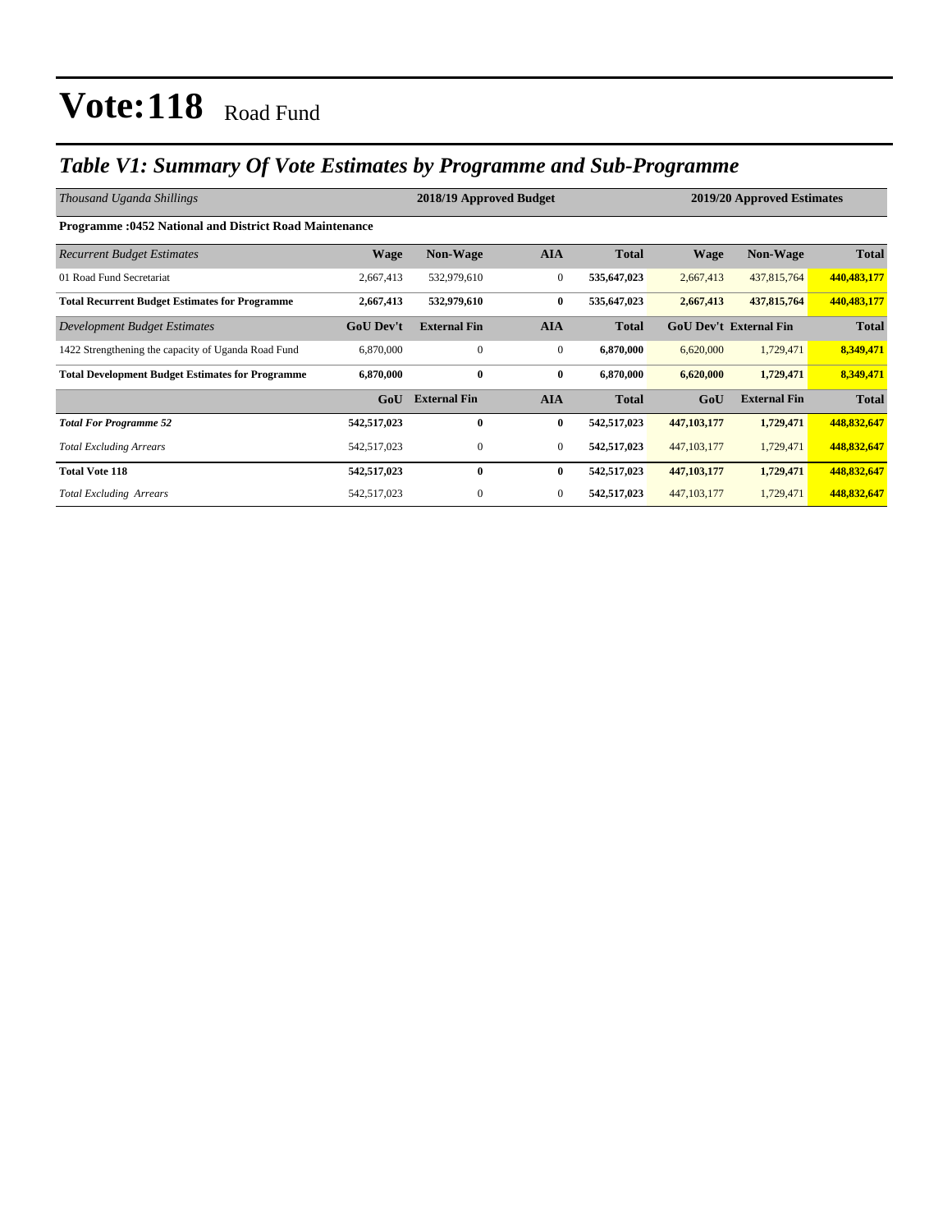# Vote:118 Road Fund

## *Table V1: Summary Of Vote Estimates by Programme and Sub-Programme*

| *Thousand Uganda Shillings* | 2018/19 Approved Budget | | | | 2019/20 Approved Estimates | | |
|---|---|---|---|---|---|---|---|
| **Programme :0452 National and District Road Maintenance** | | | | | | | |
| *Recurrent Budget Estimates* | **Wage** | **Non-Wage** | **AIA** | **Total** | **Wage** | **Non-Wage** | **Total** |
| 01 Road Fund Secretariat | 2,667,413 | 532,979,610 | 0 | **535,647,023** | 2,667,413 | 437,815,764 | **440,483,177** |
| **Total Recurrent Budget Estimates for Programme** | **2,667,413** | **532,979,610** | **0** | **535,647,023** | **2,667,413** | **437,815,764** | **440,483,177** |
| *Development Budget Estimates* | **GoU Dev't** | **External Fin** | **AIA** | **Total** | **GoU Dev't** | **External Fin** | **Total** |
| 1422 Strengthening the capacity of Uganda Road Fund | 6,870,000 | 0 | 0 | **6,870,000** | 6,620,000 | 1,729,471 | **8,349,471** |
| **Total Development Budget Estimates for Programme** | **6,870,000** | **0** | **0** | **6,870,000** | **6,620,000** | **1,729,471** | **8,349,471** |
| | **GoU** | **External Fin** | **AIA** | **Total** | **GoU** | **External Fin** | **Total** |
| ***Total For Programme 52*** | **542,517,023** | **0** | **0** | **542,517,023** | **447,103,177** | **1,729,471** | **448,832,647** |
| *Total Excluding Arrears* | 542,517,023 | 0 | 0 | **542,517,023** | 447,103,177 | 1,729,471 | **448,832,647** |
| **Total Vote 118** | **542,517,023** | **0** | **0** | **542,517,023** | **447,103,177** | **1,729,471** | **448,832,647** |
| *Total Excluding Arrears* | 542,517,023 | 0 | 0 | **542,517,023** | 447,103,177 | 1,729,471 | **448,832,647** |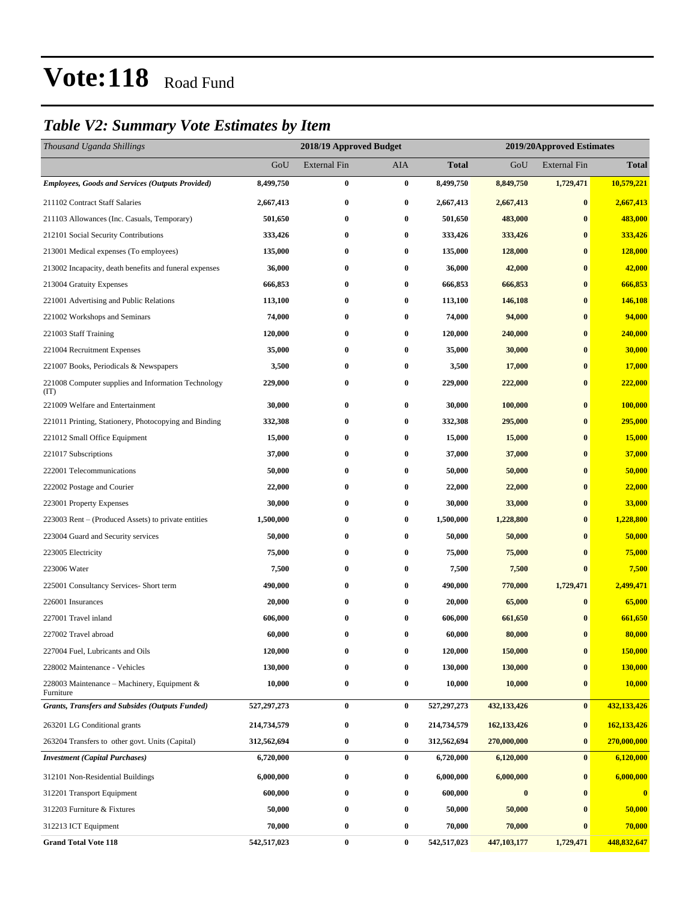# Vote:118 Road Fund

## *Table V2: Summary Vote Estimates by Item*

| *Thousand Uganda Shillings* | 2018/19 Approved Budget | | | | 2019/20Approved Estimates | | |
|---|---|---|---|---|---|---|---|
| | GoU | External Fin | AIA | **Total** | GoU | External Fin | **Total** |
| ***Employees, Goods and Services (Outputs Provided)*** | **8,499,750** | **0** | **0** | **8,499,750** | **8,849,750** | **1,729,471** | **10,579,221** |
| 211102 Contract Staff Salaries | **2,667,413** | **0** | **0** | **2,667,413** | **2,667,413** | **0** | **2,667,413** |
| 211103 Allowances (Inc. Casuals, Temporary) | **501,650** | **0** | **0** | **501,650** | **483,000** | **0** | **483,000** |
| 212101 Social Security Contributions | **333,426** | **0** | **0** | **333,426** | **333,426** | **0** | **333,426** |
| 213001 Medical expenses (To employees) | **135,000** | **0** | **0** | **135,000** | **128,000** | **0** | **128,000** |
| 213002 Incapacity, death benefits and funeral expenses | **36,000** | **0** | **0** | **36,000** | **42,000** | **0** | **42,000** |
| 213004 Gratuity Expenses | **666,853** | **0** | **0** | **666,853** | **666,853** | **0** | **666,853** |
| 221001 Advertising and Public Relations | **113,100** | **0** | **0** | **113,100** | **146,108** | **0** | **146,108** |
| 221002 Workshops and Seminars | **74,000** | **0** | **0** | **74,000** | **94,000** | **0** | **94,000** |
| 221003 Staff Training | **120,000** | **0** | **0** | **120,000** | **240,000** | **0** | **240,000** |
| 221004 Recruitment Expenses | **35,000** | **0** | **0** | **35,000** | **30,000** | **0** | **30,000** |
| 221007 Books, Periodicals & Newspapers | **3,500** | **0** | **0** | **3,500** | **17,000** | **0** | **17,000** |
| 221008 Computer supplies and Information Technology (IT) | **229,000** | **0** | **0** | **229,000** | **222,000** | **0** | **222,000** |
| 221009 Welfare and Entertainment | **30,000** | **0** | **0** | **30,000** | **100,000** | **0** | **100,000** |
| 221011 Printing, Stationery, Photocopying and Binding | **332,308** | **0** | **0** | **332,308** | **295,000** | **0** | **295,000** |
| 221012 Small Office Equipment | **15,000** | **0** | **0** | **15,000** | **15,000** | **0** | **15,000** |
| 221017 Subscriptions | **37,000** | **0** | **0** | **37,000** | **37,000** | **0** | **37,000** |
| 222001 Telecommunications | **50,000** | **0** | **0** | **50,000** | **50,000** | **0** | **50,000** |
| 222002 Postage and Courier | **22,000** | **0** | **0** | **22,000** | **22,000** | **0** | **22,000** |
| 223001 Property Expenses | **30,000** | **0** | **0** | **30,000** | **33,000** | **0** | **33,000** |
| 223003 Rent – (Produced Assets) to private entities | **1,500,000** | **0** | **0** | **1,500,000** | **1,228,800** | **0** | **1,228,800** |
| 223004 Guard and Security services | **50,000** | **0** | **0** | **50,000** | **50,000** | **0** | **50,000** |
| 223005 Electricity | **75,000** | **0** | **0** | **75,000** | **75,000** | **0** | **75,000** |
| 223006 Water | **7,500** | **0** | **0** | **7,500** | **7,500** | **0** | **7,500** |
| 225001 Consultancy Services- Short term | **490,000** | **0** | **0** | **490,000** | **770,000** | **1,729,471** | **2,499,471** |
| 226001 Insurances | **20,000** | **0** | **0** | **20,000** | **65,000** | **0** | **65,000** |
| 227001 Travel inland | **606,000** | **0** | **0** | **606,000** | **661,650** | **0** | **661,650** |
| 227002 Travel abroad | **60,000** | **0** | **0** | **60,000** | **80,000** | **0** | **80,000** |
| 227004 Fuel, Lubricants and Oils | **120,000** | **0** | **0** | **120,000** | **150,000** | **0** | **150,000** |
| 228002 Maintenance - Vehicles | **130,000** | **0** | **0** | **130,000** | **130,000** | **0** | **130,000** |
| 228003 Maintenance – Machinery, Equipment & Furniture | **10,000** | **0** | **0** | **10,000** | **10,000** | **0** | **10,000** |
| ***Grants, Transfers and Subsides (Outputs Funded)*** | **527,297,273** | **0** | **0** | **527,297,273** | **432,133,426** | **0** | **432,133,426** |
| 263201 LG Conditional grants | **214,734,579** | **0** | **0** | **214,734,579** | **162,133,426** | **0** | **162,133,426** |
| 263204 Transfers to other govt. Units (Capital) | **312,562,694** | **0** | **0** | **312,562,694** | **270,000,000** | **0** | **270,000,000** |
| ***Investment (Capital Purchases)*** | **6,720,000** | **0** | **0** | **6,720,000** | **6,120,000** | **0** | **6,120,000** |
| 312101 Non-Residential Buildings | **6,000,000** | **0** | **0** | **6,000,000** | **6,000,000** | **0** | **6,000,000** |
| 312201 Transport Equipment | **600,000** | **0** | **0** | **600,000** | **0** | **0** | **0** |
| 312203 Furniture & Fixtures | **50,000** | **0** | **0** | **50,000** | **50,000** | **0** | **50,000** |
| 312213 ICT Equipment | **70,000** | **0** | **0** | **70,000** | **70,000** | **0** | **70,000** |
| **Grand Total Vote 118** | **542,517,023** | **0** | **0** | **542,517,023** | **447,103,177** | **1,729,471** | **448,832,647** |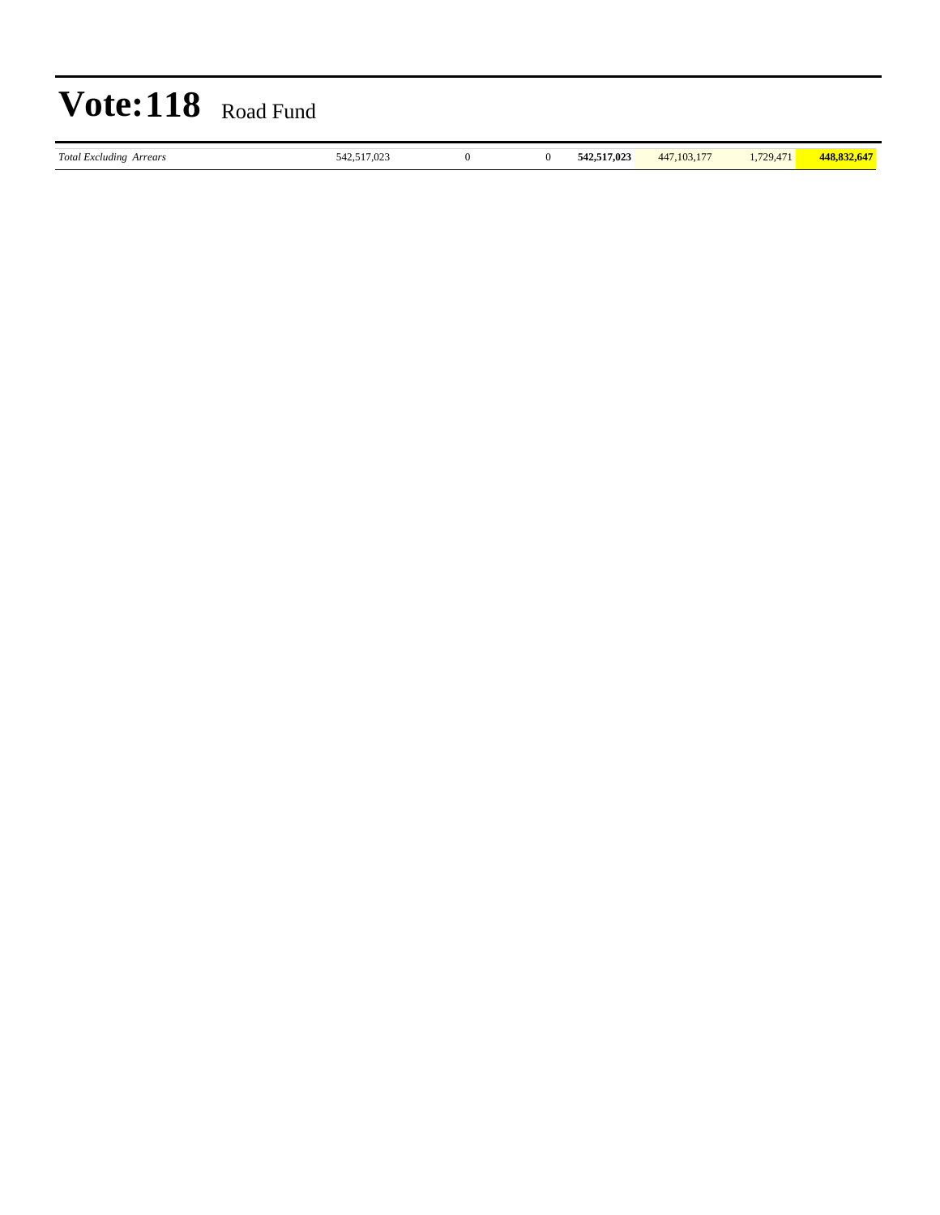# Vote:118 Road Fund

| | | | | | | | |
|---|---|---|---|---|---|---|---|
| *Total Excluding Arrears* | 542,517,023 | 0 | 0 | **542,517,023** | 447,103,177 | 1,729,471 | **448,832,647** |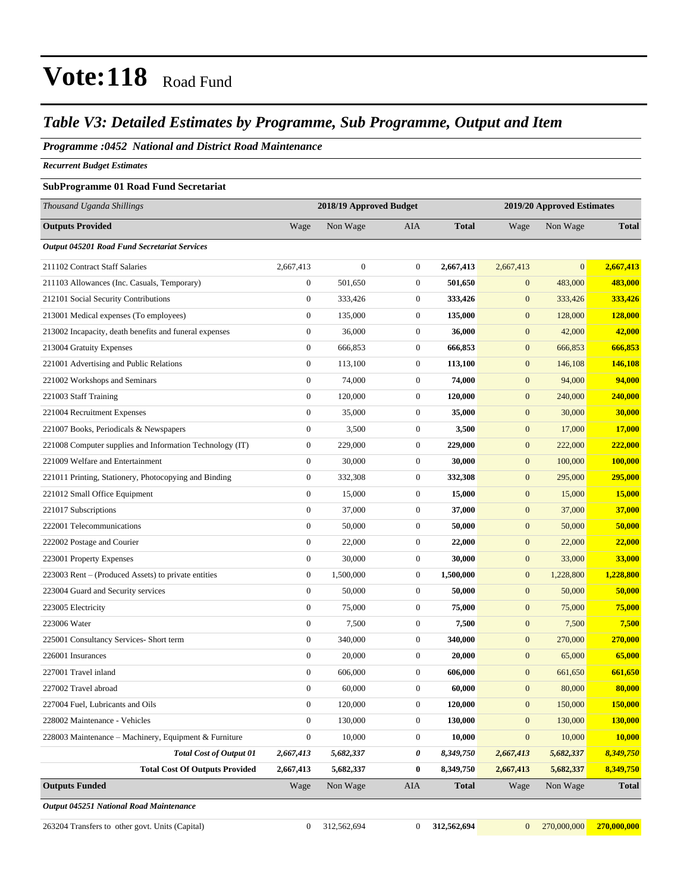# Vote:118 Road Fund

## *Table V3: Detailed Estimates by Programme, Sub Programme, Output and Item*

### *Programme :0452 National and District Road Maintenance*

***Recurrent Budget Estimates***

**SubProgramme 01 Road Fund Secretariat**

| *Thousand Uganda Shillings* | 2018/19 Approved Budget | | | | 2019/20 Approved Estimates | | |
|---|---|---|---|---|---|---|---|
| **Outputs Provided** | Wage | Non Wage | AIA | **Total** | Wage | Non Wage | **Total** |
| ***Output 045201 Road Fund Secretariat Services*** | | | | | | | |
| 211102 Contract Staff Salaries | 2,667,413 | 0 | 0 | **2,667,413** | 2,667,413 | 0 | **2,667,413** |
| 211103 Allowances (Inc. Casuals, Temporary) | 0 | 501,650 | 0 | **501,650** | 0 | 483,000 | **483,000** |
| 212101 Social Security Contributions | 0 | 333,426 | 0 | **333,426** | 0 | 333,426 | **333,426** |
| 213001 Medical expenses (To employees) | 0 | 135,000 | 0 | **135,000** | 0 | 128,000 | **128,000** |
| 213002 Incapacity, death benefits and funeral expenses | 0 | 36,000 | 0 | **36,000** | 0 | 42,000 | **42,000** |
| 213004 Gratuity Expenses | 0 | 666,853 | 0 | **666,853** | 0 | 666,853 | **666,853** |
| 221001 Advertising and Public Relations | 0 | 113,100 | 0 | **113,100** | 0 | 146,108 | **146,108** |
| 221002 Workshops and Seminars | 0 | 74,000 | 0 | **74,000** | 0 | 94,000 | **94,000** |
| 221003 Staff Training | 0 | 120,000 | 0 | **120,000** | 0 | 240,000 | **240,000** |
| 221004 Recruitment Expenses | 0 | 35,000 | 0 | **35,000** | 0 | 30,000 | **30,000** |
| 221007 Books, Periodicals & Newspapers | 0 | 3,500 | 0 | **3,500** | 0 | 17,000 | **17,000** |
| 221008 Computer supplies and Information Technology (IT) | 0 | 229,000 | 0 | **229,000** | 0 | 222,000 | **222,000** |
| 221009 Welfare and Entertainment | 0 | 30,000 | 0 | **30,000** | 0 | 100,000 | **100,000** |
| 221011 Printing, Stationery, Photocopying and Binding | 0 | 332,308 | 0 | **332,308** | 0 | 295,000 | **295,000** |
| 221012 Small Office Equipment | 0 | 15,000 | 0 | **15,000** | 0 | 15,000 | **15,000** |
| 221017 Subscriptions | 0 | 37,000 | 0 | **37,000** | 0 | 37,000 | **37,000** |
| 222001 Telecommunications | 0 | 50,000 | 0 | **50,000** | 0 | 50,000 | **50,000** |
| 222002 Postage and Courier | 0 | 22,000 | 0 | **22,000** | 0 | 22,000 | **22,000** |
| 223001 Property Expenses | 0 | 30,000 | 0 | **30,000** | 0 | 33,000 | **33,000** |
| 223003 Rent – (Produced Assets) to private entities | 0 | 1,500,000 | 0 | **1,500,000** | 0 | 1,228,800 | **1,228,800** |
| 223004 Guard and Security services | 0 | 50,000 | 0 | **50,000** | 0 | 50,000 | **50,000** |
| 223005 Electricity | 0 | 75,000 | 0 | **75,000** | 0 | 75,000 | **75,000** |
| 223006 Water | 0 | 7,500 | 0 | **7,500** | 0 | 7,500 | **7,500** |
| 225001 Consultancy Services- Short term | 0 | 340,000 | 0 | **340,000** | 0 | 270,000 | **270,000** |
| 226001 Insurances | 0 | 20,000 | 0 | **20,000** | 0 | 65,000 | **65,000** |
| 227001 Travel inland | 0 | 606,000 | 0 | **606,000** | 0 | 661,650 | **661,650** |
| 227002 Travel abroad | 0 | 60,000 | 0 | **60,000** | 0 | 80,000 | **80,000** |
| 227004 Fuel, Lubricants and Oils | 0 | 120,000 | 0 | **120,000** | 0 | 150,000 | **150,000** |
| 228002 Maintenance - Vehicles | 0 | 130,000 | 0 | **130,000** | 0 | 130,000 | **130,000** |
| 228003 Maintenance – Machinery, Equipment & Furniture | 0 | 10,000 | 0 | **10,000** | 0 | 10,000 | **10,000** |
| ***Total Cost of Output 01*** | ***2,667,413*** | ***5,682,337*** | ***0*** | ***8,349,750*** | ***2,667,413*** | ***5,682,337*** | ***8,349,750*** |
| **Total Cost Of Outputs Provided** | **2,667,413** | **5,682,337** | **0** | **8,349,750** | **2,667,413** | **5,682,337** | **8,349,750** |
| **Outputs Funded** | Wage | Non Wage | AIA | **Total** | Wage | Non Wage | **Total** |
| ***Output 045251 National Road Maintenance*** | | | | | | | |
| 263204 Transfers to other govt. Units (Capital) | 0 | 312,562,694 | 0 | **312,562,694** | 0 | 270,000,000 | **270,000,000** |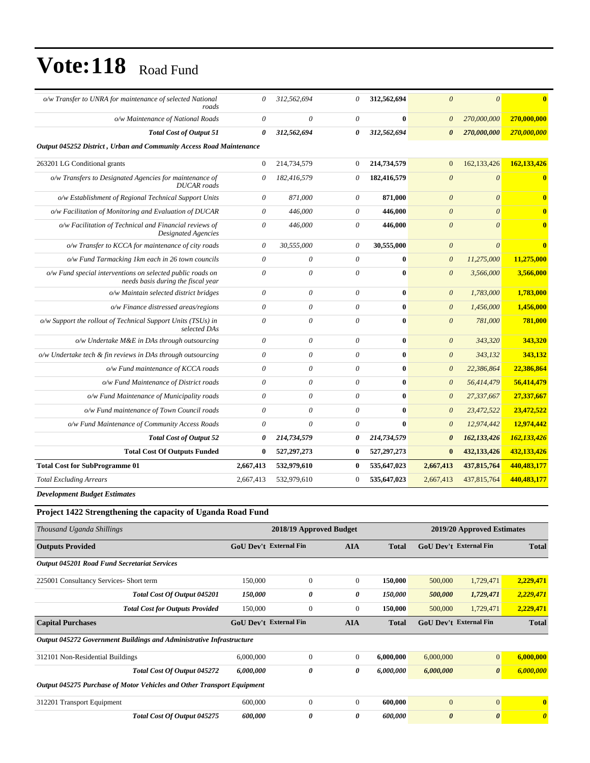# Vote:118 Road Fund

| | | | | | | | |
|---|---|---|---|---|---|---|---|
| *o/w Transfer to UNRA for maintenance of selected National roads* | *0* | *312,562,694* | *0* | **312,562,694** | *0* | *0* | **0** |
| *o/w Maintenance of National Roads* | *0* | *0* | *0* | **0** | *0* | *270,000,000* | **270,000,000** |
| ***Total Cost of Output 51*** | ***0*** | ***312,562,694*** | ***0*** | ***312,562,694*** | ***0*** | ***270,000,000*** | ***270,000,000*** |
| ***Output 045252 District , Urban and Community Access Road Maintenance*** | | | | | | | |
| 263201 LG Conditional grants | 0 | 214,734,579 | 0 | **214,734,579** | 0 | 162,133,426 | **162,133,426** |
| *o/w Transfers to Designated Agencies for maintenance of DUCAR roads* | *0* | *182,416,579* | *0* | **182,416,579** | *0* | *0* | **0** |
| *o/w Establishment of Regional Technical Support Units* | *0* | *871,000* | *0* | **871,000** | *0* | *0* | **0** |
| *o/w Facilitation of Monitoring and Evaluation of DUCAR* | *0* | *446,000* | *0* | **446,000** | *0* | *0* | **0** |
| *o/w Facilitation of Technical and Financial reviews of Designated Agencies* | *0* | *446,000* | *0* | **446,000** | *0* | *0* | **0** |
| *o/w Transfer to KCCA for maintenance of city roads* | *0* | *30,555,000* | *0* | **30,555,000** | *0* | *0* | **0** |
| *o/w Fund Tarmacking 1km each in 26 town councils* | *0* | *0* | *0* | **0** | *0* | *11,275,000* | **11,275,000** |
| *o/w Fund special interventions on selected public roads on needs basis during the fiscal year* | *0* | *0* | *0* | **0** | *0* | *3,566,000* | **3,566,000** |
| *o/w Maintain selected district bridges* | *0* | *0* | *0* | **0** | *0* | *1,783,000* | **1,783,000** |
| *o/w Finance distressed areas/regions* | *0* | *0* | *0* | **0** | *0* | *1,456,000* | **1,456,000** |
| *o/w Support the rollout of Technical Support Units (TSUs) in selected DAs* | *0* | *0* | *0* | **0** | *0* | *781,000* | **781,000** |
| *o/w Undertake M&E in DAs through outsourcing* | *0* | *0* | *0* | **0** | *0* | *343,320* | **343,320** |
| *o/w Undertake tech & fin reviews in DAs through outsourcing* | *0* | *0* | *0* | **0** | *0* | *343,132* | **343,132** |
| *o/w Fund maintenance of KCCA roads* | *0* | *0* | *0* | **0** | *0* | *22,386,864* | **22,386,864** |
| *o/w Fund Maintenance of District roads* | *0* | *0* | *0* | **0** | *0* | *56,414,479* | **56,414,479** |
| *o/w Fund Maintenance of Municipality roads* | *0* | *0* | *0* | **0** | *0* | *27,337,667* | **27,337,667** |
| *o/w Fund maintenance of Town Council roads* | *0* | *0* | *0* | **0** | *0* | *23,472,522* | **23,472,522** |
| *o/w Fund Maintenance of Community Access Roads* | *0* | *0* | *0* | **0** | *0* | *12,974,442* | **12,974,442** |
| ***Total Cost of Output 52*** | ***0*** | ***214,734,579*** | ***0*** | ***214,734,579*** | ***0*** | ***162,133,426*** | ***162,133,426*** |
| **Total Cost Of Outputs Funded** | **0** | **527,297,273** | **0** | **527,297,273** | **0** | **432,133,426** | **432,133,426** |
| **Total Cost for SubProgramme 01** | **2,667,413** | **532,979,610** | **0** | **535,647,023** | **2,667,413** | **437,815,764** | **440,483,177** |
| *Total Excluding Arrears* | 2,667,413 | 532,979,610 | 0 | **535,647,023** | 2,667,413 | 437,815,764 | **440,483,177** |

***Development Budget Estimates***

### Project 1422 Strengthening the capacity of Uganda Road Fund

| *Thousand Uganda Shillings* | 2018/19 Approved Budget | | | | 2019/20 Approved Estimates | | |
|---|---|---|---|---|---|---|---|
| **Outputs Provided** | **GoU Dev't** | **External Fin** | **AIA** | **Total** | **GoU Dev't** | **External Fin** | **Total** |
| ***Output 045201 Road Fund Secretariat Services*** | | | | | | | |
| 225001 Consultancy Services- Short term | 150,000 | 0 | 0 | **150,000** | 500,000 | 1,729,471 | **2,229,471** |
| ***Total Cost Of Output 045201*** | ***150,000*** | ***0*** | ***0*** | ***150,000*** | ***500,000*** | ***1,729,471*** | ***2,229,471*** |
| ***Total Cost for Outputs Provided*** | 150,000 | 0 | 0 | **150,000** | 500,000 | 1,729,471 | **2,229,471** |
| **Capital Purchases** | **GoU Dev't** | **External Fin** | **AIA** | **Total** | **GoU Dev't** | **External Fin** | **Total** |
| ***Output 045272 Government Buildings and Administrative Infrastructure*** | | | | | | | |
| 312101 Non-Residential Buildings | 6,000,000 | 0 | 0 | **6,000,000** | 6,000,000 | 0 | **6,000,000** |
| ***Total Cost Of Output 045272*** | ***6,000,000*** | ***0*** | ***0*** | ***6,000,000*** | ***6,000,000*** | ***0*** | ***6,000,000*** |
| ***Output 045275 Purchase of Motor Vehicles and Other Transport Equipment*** | | | | | | | |
| 312201 Transport Equipment | 600,000 | 0 | 0 | **600,000** | 0 | 0 | **0** |
| ***Total Cost Of Output 045275*** | ***600,000*** | ***0*** | ***0*** | ***600,000*** | ***0*** | ***0*** | ***0*** |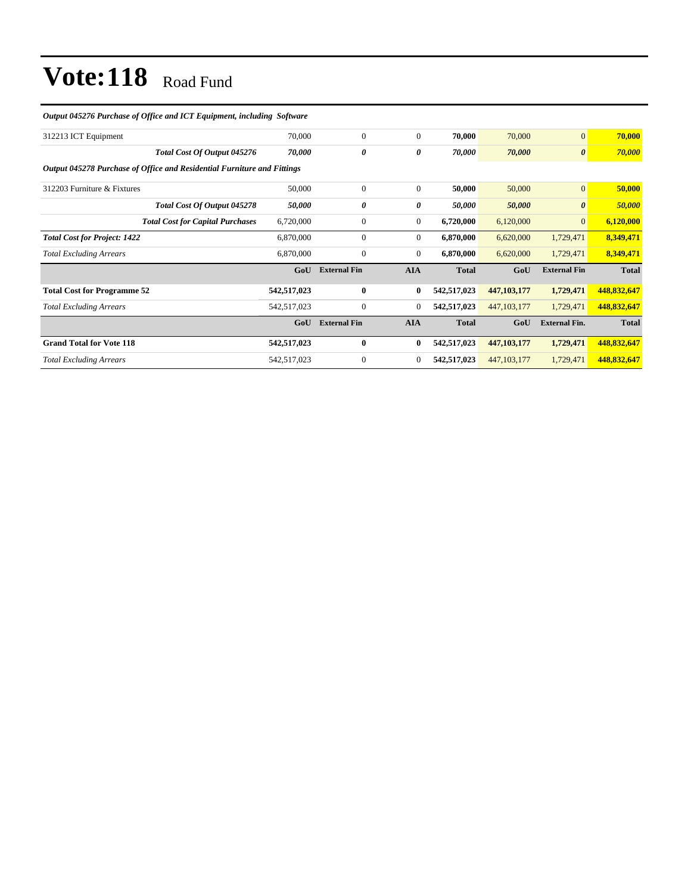# Vote:118 Road Fund

| | | | | | | | |
|---|---|---|---|---|---|---|---|
| ***Output 045276 Purchase of Office and ICT Equipment, including Software*** | | | | | | | |
| 312213 ICT Equipment | 70,000 | 0 | 0 | **70,000** | 70,000 | 0 | **70,000** |
| ***Total Cost Of Output 045276*** | ***70,000*** | ***0*** | ***0*** | ***70,000*** | ***70,000*** | ***0*** | ***70,000*** |
| ***Output 045278 Purchase of Office and Residential Furniture and Fittings*** | | | | | | | |
| 312203 Furniture & Fixtures | 50,000 | 0 | 0 | **50,000** | 50,000 | 0 | **50,000** |
| ***Total Cost Of Output 045278*** | ***50,000*** | ***0*** | ***0*** | ***50,000*** | ***50,000*** | ***0*** | ***50,000*** |
| ***Total Cost for Capital Purchases*** | 6,720,000 | 0 | 0 | **6,720,000** | 6,120,000 | 0 | **6,120,000** |
| ***Total Cost for Project: 1422*** | 6,870,000 | 0 | 0 | **6,870,000** | 6,620,000 | 1,729,471 | **8,349,471** |
| *Total Excluding Arrears* | 6,870,000 | 0 | 0 | **6,870,000** | 6,620,000 | 1,729,471 | **8,349,471** |
| | **GoU** | **External Fin** | **AIA** | **Total** | **GoU** | **External Fin** | **Total** |
| **Total Cost for Programme 52** | **542,517,023** | **0** | **0** | **542,517,023** | **447,103,177** | **1,729,471** | **448,832,647** |
| *Total Excluding Arrears* | 542,517,023 | 0 | 0 | **542,517,023** | 447,103,177 | 1,729,471 | **448,832,647** |
| | **GoU** | **External Fin** | **AIA** | **Total** | **GoU** | **External Fin.** | **Total** |
| **Grand Total for Vote 118** | **542,517,023** | **0** | **0** | **542,517,023** | **447,103,177** | **1,729,471** | **448,832,647** |
| *Total Excluding Arrears* | 542,517,023 | 0 | 0 | **542,517,023** | 447,103,177 | 1,729,471 | **448,832,647** |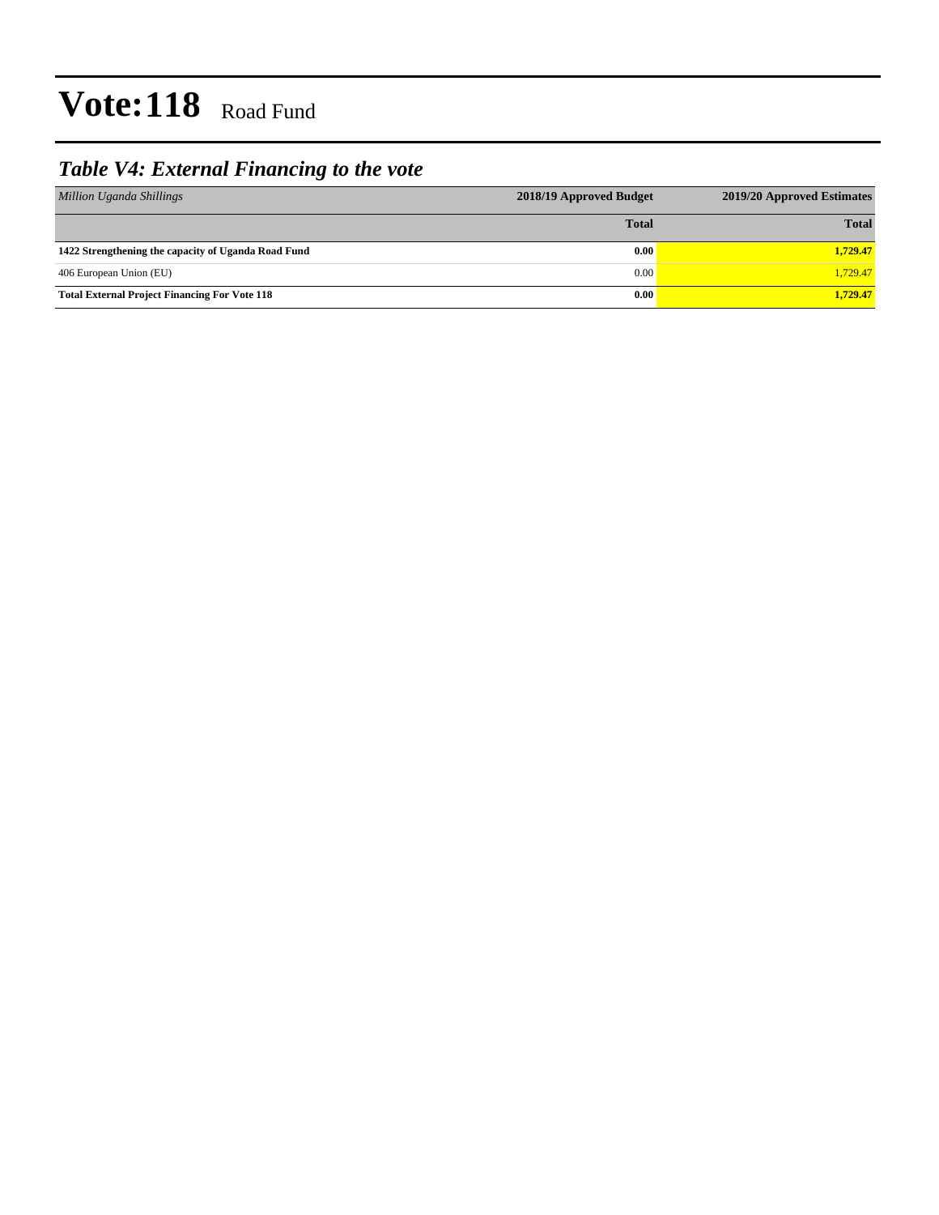# Vote:118 Road Fund

## *Table V4: External Financing to the vote*

| *Million Uganda Shillings* | 2018/19 Approved Budget | 2019/20 Approved Estimates |
|---|---|---|
| | **Total** | **Total** |
| **1422 Strengthening the capacity of Uganda Road Fund** | **0.00** | **1,729.47** |
| 406 European Union (EU) | 0.00 | 1,729.47 |
| **Total External Project Financing For Vote 118** | **0.00** | **1,729.47** |